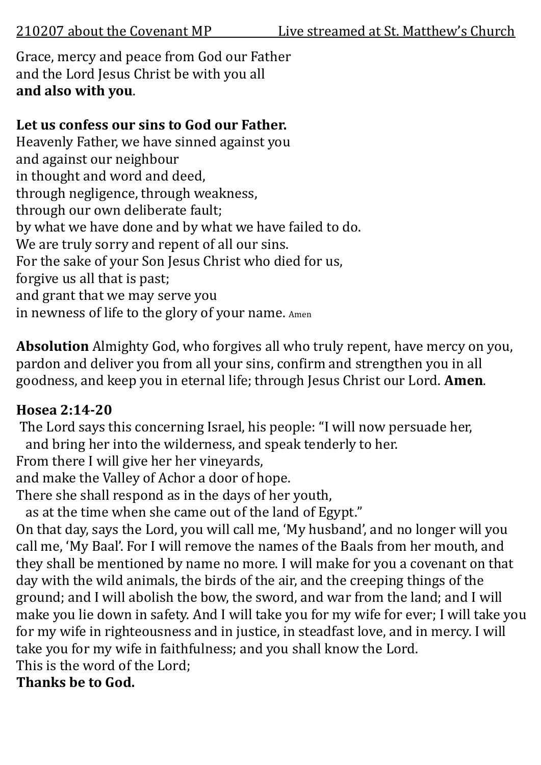210207 about the Covenant MP Live streamed at St. Matthew's Church

Grace, mercy and peace from God our Father
and the Lord Jesus Christ be with you all
**and also with you**.

**Let us confess our sins to God our Father.**
Heavenly Father, we have sinned against you
and against our neighbour
in thought and word and deed,
through negligence, through weakness,
through our own deliberate fault;
by what we have done and by what we have failed to do.
We are truly sorry and repent of all our sins.
For the sake of your Son Jesus Christ who died for us,
forgive us all that is past;
and grant that we may serve you
in newness of life to the glory of your name. Amen

**Absolution** Almighty God, who forgives all who truly repent, have mercy on you, pardon and deliver you from all your sins, confirm and strengthen you in all goodness, and keep you in eternal life; through Jesus Christ our Lord. **Amen**.

**Hosea 2:14-20**
The Lord says this concerning Israel, his people: "I will now persuade her,
and bring her into the wilderness, and speak tenderly to her.
From there I will give her her vineyards,
and make the Valley of Achor a door of hope.
There she shall respond as in the days of her youth,
as at the time when she came out of the land of Egypt."
On that day, says the Lord, you will call me, 'My husband', and no longer will you call me, 'My Baal'. For I will remove the names of the Baals from her mouth, and they shall be mentioned by name no more. I will make for you a covenant on that day with the wild animals, the birds of the air, and the creeping things of the ground; and I will abolish the bow, the sword, and war from the land; and I will make you lie down in safety. And I will take you for my wife for ever; I will take you for my wife in righteousness and in justice, in steadfast love, and in mercy. I will take you for my wife in faithfulness; and you shall know the Lord.
This is the word of the Lord;
**Thanks be to God.**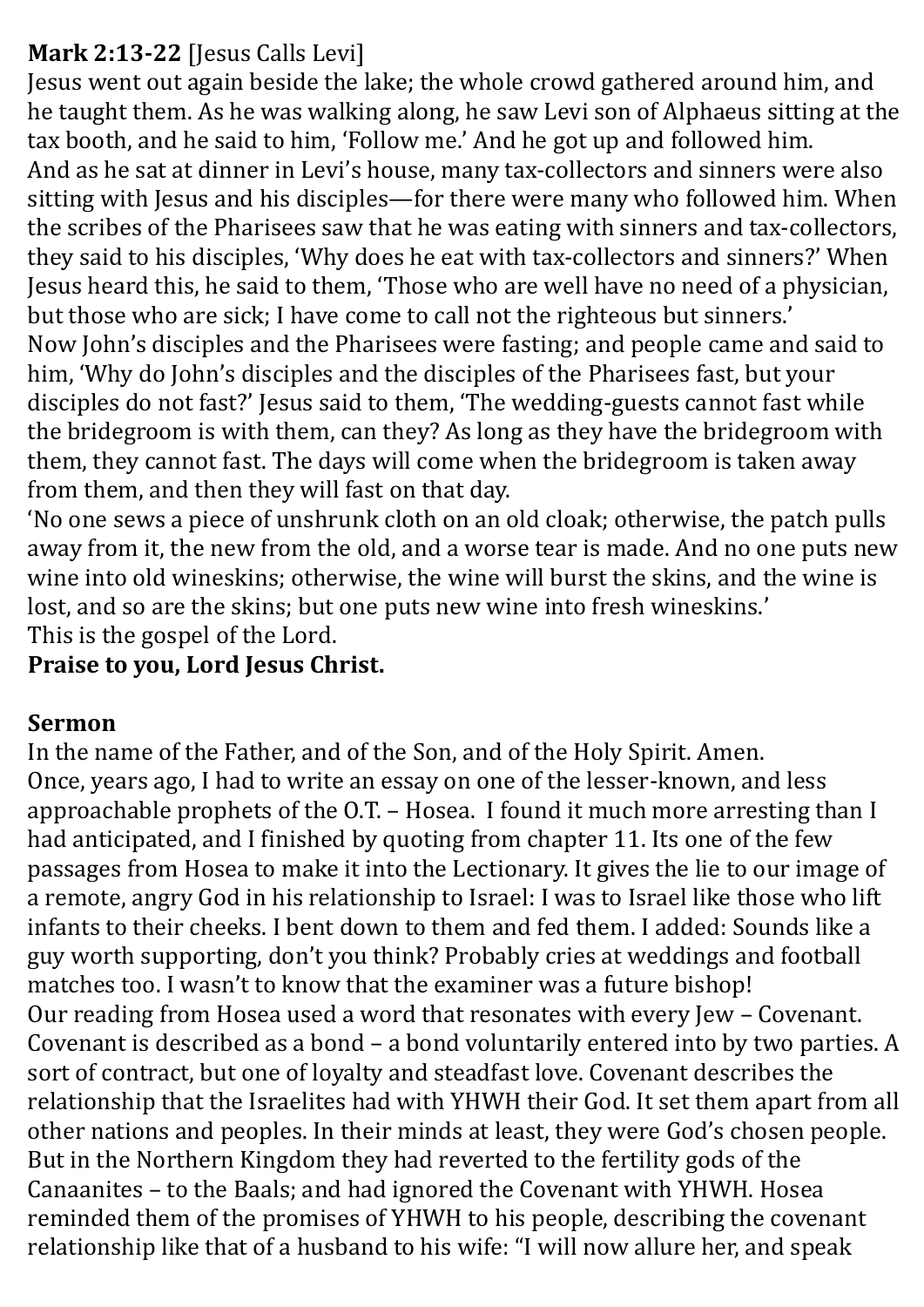**Mark 2:13-22** [Jesus Calls Levi]

Jesus went out again beside the lake; the whole crowd gathered around him, and he taught them. As he was walking along, he saw Levi son of Alphaeus sitting at the tax booth, and he said to him, 'Follow me.' And he got up and followed him.

And as he sat at dinner in Levi's house, many tax-collectors and sinners were also sitting with Jesus and his disciples—for there were many who followed him. When the scribes of the Pharisees saw that he was eating with sinners and tax-collectors, they said to his disciples, 'Why does he eat with tax-collectors and sinners?' When Jesus heard this, he said to them, 'Those who are well have no need of a physician, but those who are sick; I have come to call not the righteous but sinners.'

Now John's disciples and the Pharisees were fasting; and people came and said to him, 'Why do John's disciples and the disciples of the Pharisees fast, but your disciples do not fast?' Jesus said to them, 'The wedding-guests cannot fast while the bridegroom is with them, can they? As long as they have the bridegroom with them, they cannot fast. The days will come when the bridegroom is taken away from them, and then they will fast on that day.

'No one sews a piece of unshrunk cloth on an old cloak; otherwise, the patch pulls away from it, the new from the old, and a worse tear is made. And no one puts new wine into old wineskins; otherwise, the wine will burst the skins, and the wine is lost, and so are the skins; but one puts new wine into fresh wineskins.'

This is the gospel of the Lord.

**Praise to you, Lord Jesus Christ.**

**Sermon**

In the name of the Father, and of the Son, and of the Holy Spirit. Amen.

Once, years ago, I had to write an essay on one of the lesser-known, and less approachable prophets of the O.T. – Hosea. I found it much more arresting than I had anticipated, and I finished by quoting from chapter 11. Its one of the few passages from Hosea to make it into the Lectionary. It gives the lie to our image of a remote, angry God in his relationship to Israel: I was to Israel like those who lift infants to their cheeks. I bent down to them and fed them. I added: Sounds like a guy worth supporting, don't you think? Probably cries at weddings and football matches too. I wasn't to know that the examiner was a future bishop!

Our reading from Hosea used a word that resonates with every Jew – Covenant. Covenant is described as a bond – a bond voluntarily entered into by two parties. A sort of contract, but one of loyalty and steadfast love. Covenant describes the relationship that the Israelites had with YHWH their God. It set them apart from all other nations and peoples. In their minds at least, they were God's chosen people. But in the Northern Kingdom they had reverted to the fertility gods of the Canaanites – to the Baals; and had ignored the Covenant with YHWH. Hosea reminded them of the promises of YHWH to his people, describing the covenant relationship like that of a husband to his wife: "I will now allure her, and speak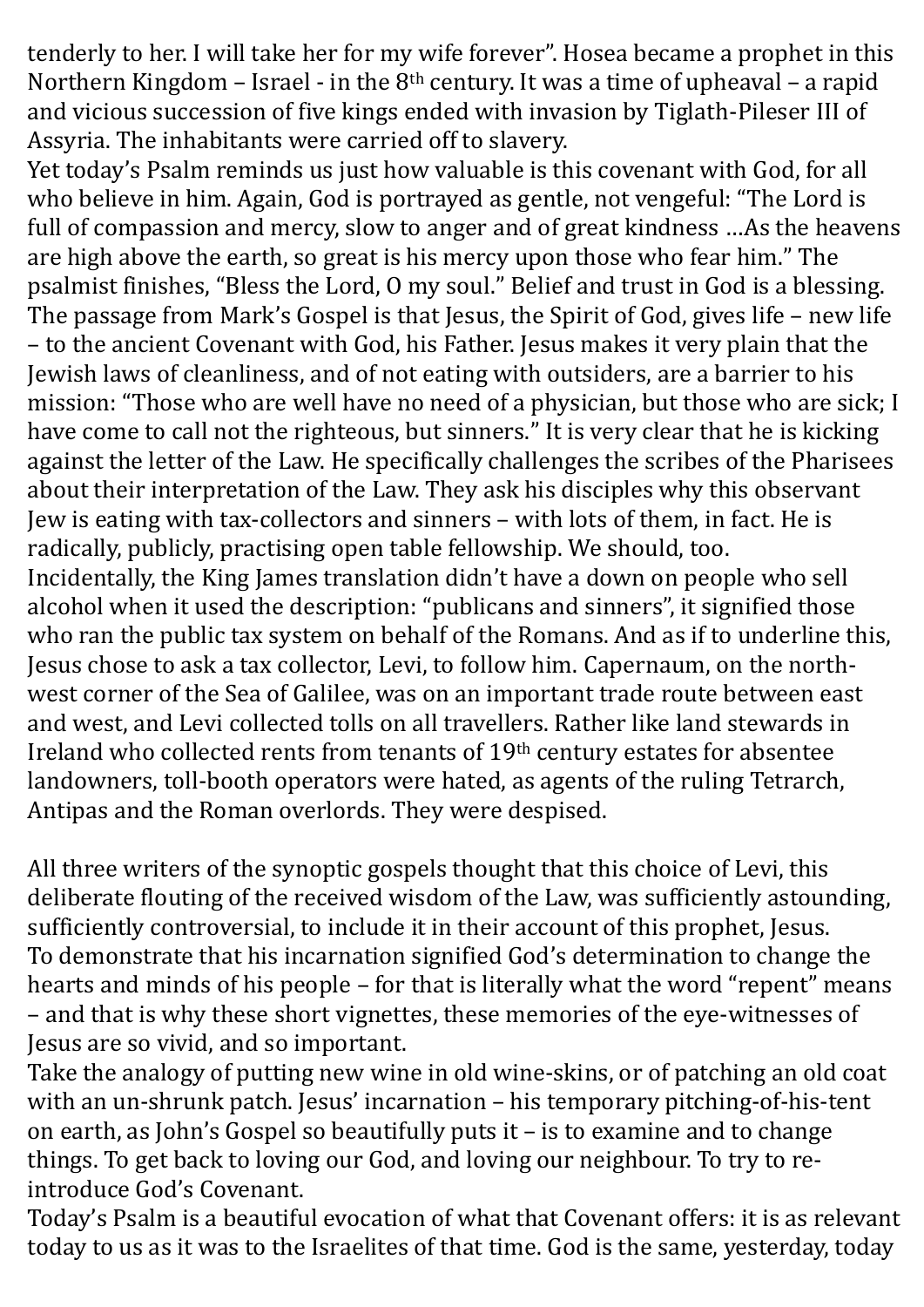tenderly to her. I will take her for my wife forever". Hosea became a prophet in this Northern Kingdom – Israel - in the 8th century. It was a time of upheaval – a rapid and vicious succession of five kings ended with invasion by Tiglath-Pileser III of Assyria. The inhabitants were carried off to slavery.

Yet today's Psalm reminds us just how valuable is this covenant with God, for all who believe in him. Again, God is portrayed as gentle, not vengeful: "The Lord is full of compassion and mercy, slow to anger and of great kindness …As the heavens are high above the earth, so great is his mercy upon those who fear him." The psalmist finishes, "Bless the Lord, O my soul." Belief and trust in God is a blessing.

The passage from Mark's Gospel is that Jesus, the Spirit of God, gives life – new life – to the ancient Covenant with God, his Father. Jesus makes it very plain that the Jewish laws of cleanliness, and of not eating with outsiders, are a barrier to his mission: "Those who are well have no need of a physician, but those who are sick; I have come to call not the righteous, but sinners." It is very clear that he is kicking against the letter of the Law. He specifically challenges the scribes of the Pharisees about their interpretation of the Law. They ask his disciples why this observant Jew is eating with tax-collectors and sinners – with lots of them, in fact. He is radically, publicly, practising open table fellowship. We should, too.

Incidentally, the King James translation didn't have a down on people who sell alcohol when it used the description: "publicans and sinners", it signified those who ran the public tax system on behalf of the Romans. And as if to underline this, Jesus chose to ask a tax collector, Levi, to follow him. Capernaum, on the north-west corner of the Sea of Galilee, was on an important trade route between east and west, and Levi collected tolls on all travellers. Rather like land stewards in Ireland who collected rents from tenants of 19th century estates for absentee landowners, toll-booth operators were hated, as agents of the ruling Tetrarch, Antipas and the Roman overlords. They were despised.

All three writers of the synoptic gospels thought that this choice of Levi, this deliberate flouting of the received wisdom of the Law, was sufficiently astounding, sufficiently controversial, to include it in their account of this prophet, Jesus.

To demonstrate that his incarnation signified God's determination to change the hearts and minds of his people – for that is literally what the word "repent" means – and that is why these short vignettes, these memories of the eye-witnesses of Jesus are so vivid, and so important.

Take the analogy of putting new wine in old wine-skins, or of patching an old coat with an un-shrunk patch. Jesus' incarnation – his temporary pitching-of-his-tent on earth, as John's Gospel so beautifully puts it – is to examine and to change things. To get back to loving our God, and loving our neighbour. To try to re-introduce God's Covenant.

Today's Psalm is a beautiful evocation of what that Covenant offers: it is as relevant today to us as it was to the Israelites of that time. God is the same, yesterday, today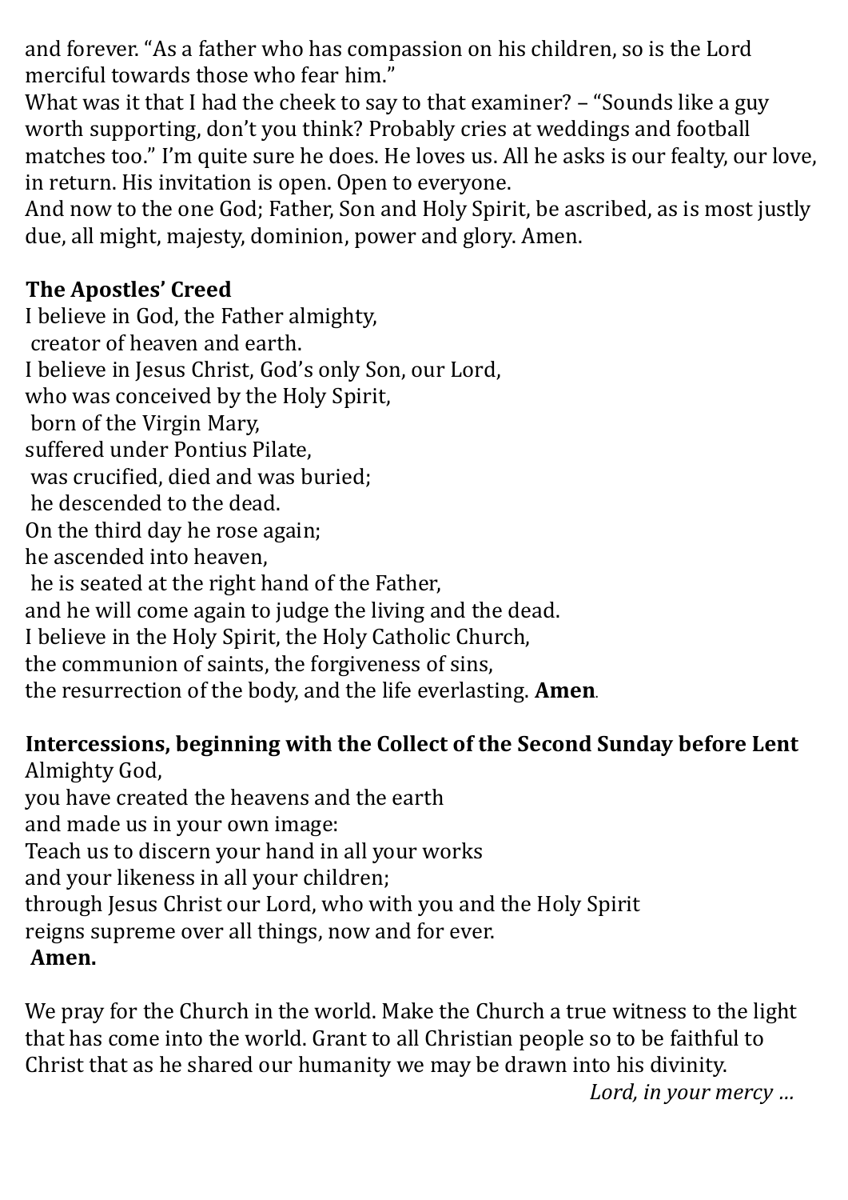and forever. "As a father who has compassion on his children, so is the Lord merciful towards those who fear him."

What was it that I had the cheek to say to that examiner? – "Sounds like a guy worth supporting, don't you think? Probably cries at weddings and football matches too." I'm quite sure he does. He loves us. All he asks is our fealty, our love, in return. His invitation is open. Open to everyone.

And now to the one God; Father, Son and Holy Spirit, be ascribed, as is most justly due, all might, majesty, dominion, power and glory. Amen.

**The Apostles' Creed**

I believe in God, the Father almighty,
 creator of heaven and earth.
I believe in Jesus Christ, God's only Son, our Lord,
who was conceived by the Holy Spirit,
 born of the Virgin Mary,
suffered under Pontius Pilate,
 was crucified, died and was buried;
 he descended to the dead.
On the third day he rose again;
he ascended into heaven,
 he is seated at the right hand of the Father,
and he will come again to judge the living and the dead.
I believe in the Holy Spirit, the Holy Catholic Church,
the communion of saints, the forgiveness of sins,
the resurrection of the body, and the life everlasting. **Amen**.

**Intercessions, beginning with the Collect of the Second Sunday before Lent**

Almighty God,
you have created the heavens and the earth
and made us in your own image:
Teach us to discern your hand in all your works
and your likeness in all your children;
through Jesus Christ our Lord, who with you and the Holy Spirit
reigns supreme over all things, now and for ever.
**Amen.**

We pray for the Church in the world. Make the Church a true witness to the light that has come into the world. Grant to all Christian people so to be faithful to Christ that as he shared our humanity we may be drawn into his divinity.

*Lord, in your mercy …*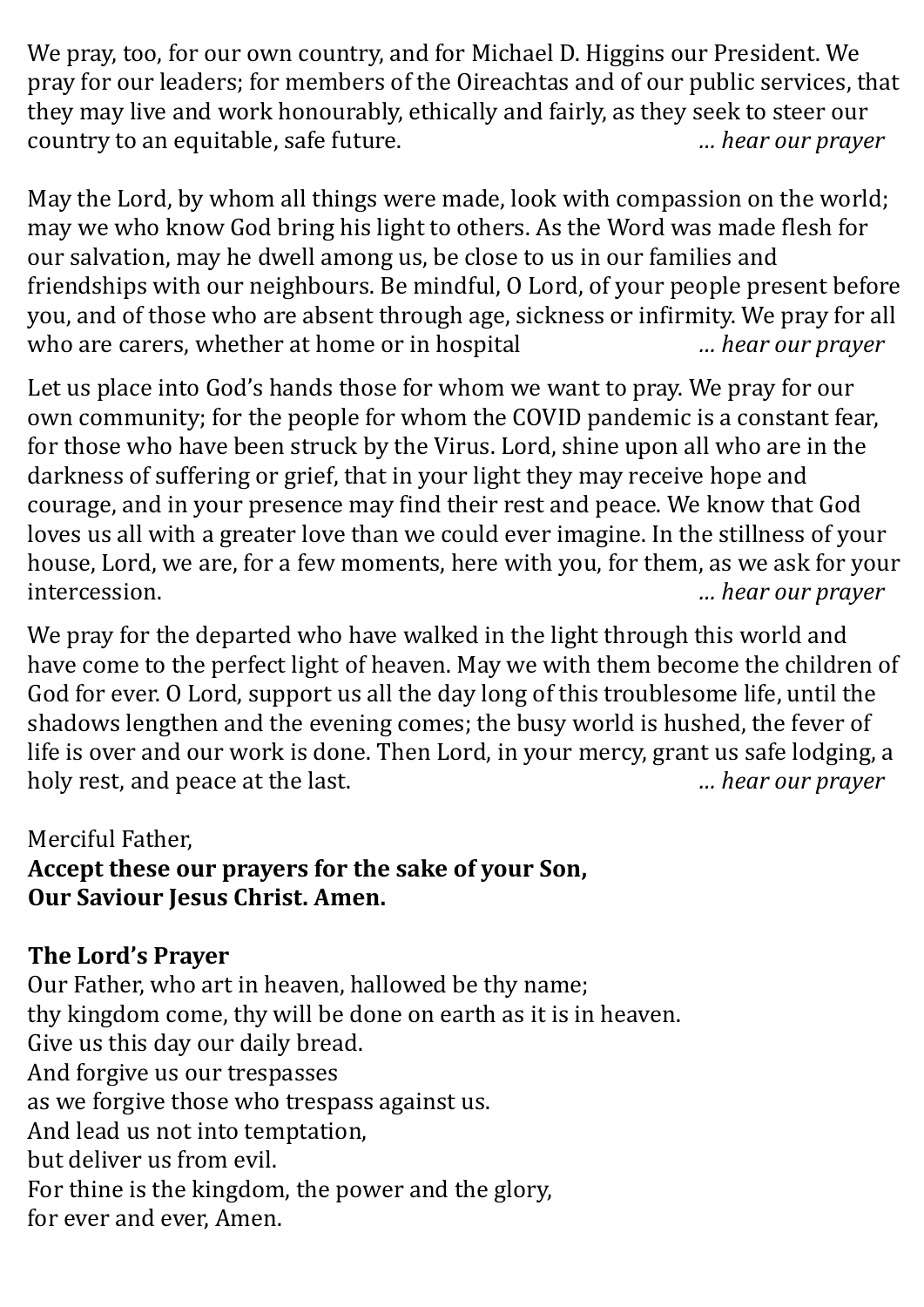We pray, too, for our own country, and for Michael D. Higgins our President. We pray for our leaders; for members of the Oireachtas and of our public services, that they may live and work honourably, ethically and fairly, as they seek to steer our country to an equitable, safe future. *... hear our prayer*

May the Lord, by whom all things were made, look with compassion on the world; may we who know God bring his light to others. As the Word was made flesh for our salvation, may he dwell among us, be close to us in our families and friendships with our neighbours. Be mindful, O Lord, of your people present before you, and of those who are absent through age, sickness or infirmity. We pray for all who are carers, whether at home or in hospital *... hear our prayer*

Let us place into God's hands those for whom we want to pray. We pray for our own community; for the people for whom the COVID pandemic is a constant fear, for those who have been struck by the Virus. Lord, shine upon all who are in the darkness of suffering or grief, that in your light they may receive hope and courage, and in your presence may find their rest and peace. We know that God loves us all with a greater love than we could ever imagine. In the stillness of your house, Lord, we are, for a few moments, here with you, for them, as we ask for your intercession. *... hear our prayer*

We pray for the departed who have walked in the light through this world and have come to the perfect light of heaven. May we with them become the children of God for ever. O Lord, support us all the day long of this troublesome life, until the shadows lengthen and the evening comes; the busy world is hushed, the fever of life is over and our work is done. Then Lord, in your mercy, grant us safe lodging, a holy rest, and peace at the last. *... hear our prayer*

Merciful Father,
**Accept these our prayers for the sake of your Son,**
**Our Saviour Jesus Christ. Amen.**

**The Lord's Prayer**

Our Father, who art in heaven, hallowed be thy name;
thy kingdom come, thy will be done on earth as it is in heaven.
Give us this day our daily bread.
And forgive us our trespasses
as we forgive those who trespass against us.
And lead us not into temptation,
but deliver us from evil.
For thine is the kingdom, the power and the glory,
for ever and ever, Amen.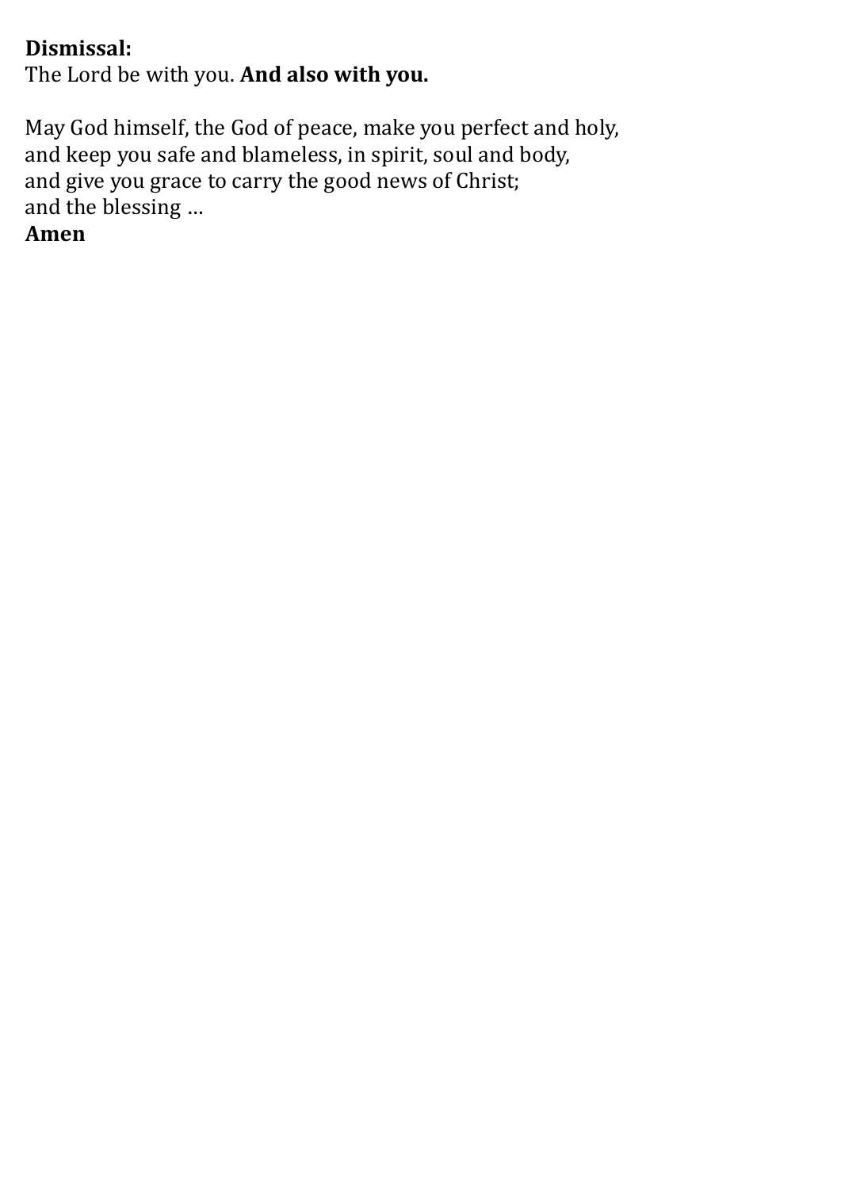**Dismissal:**
The Lord be with you. **And also with you.**

May God himself, the God of peace, make you perfect and holy,
and keep you safe and blameless, in spirit, soul and body,
and give you grace to carry the good news of Christ;
and the blessing …
**Amen**